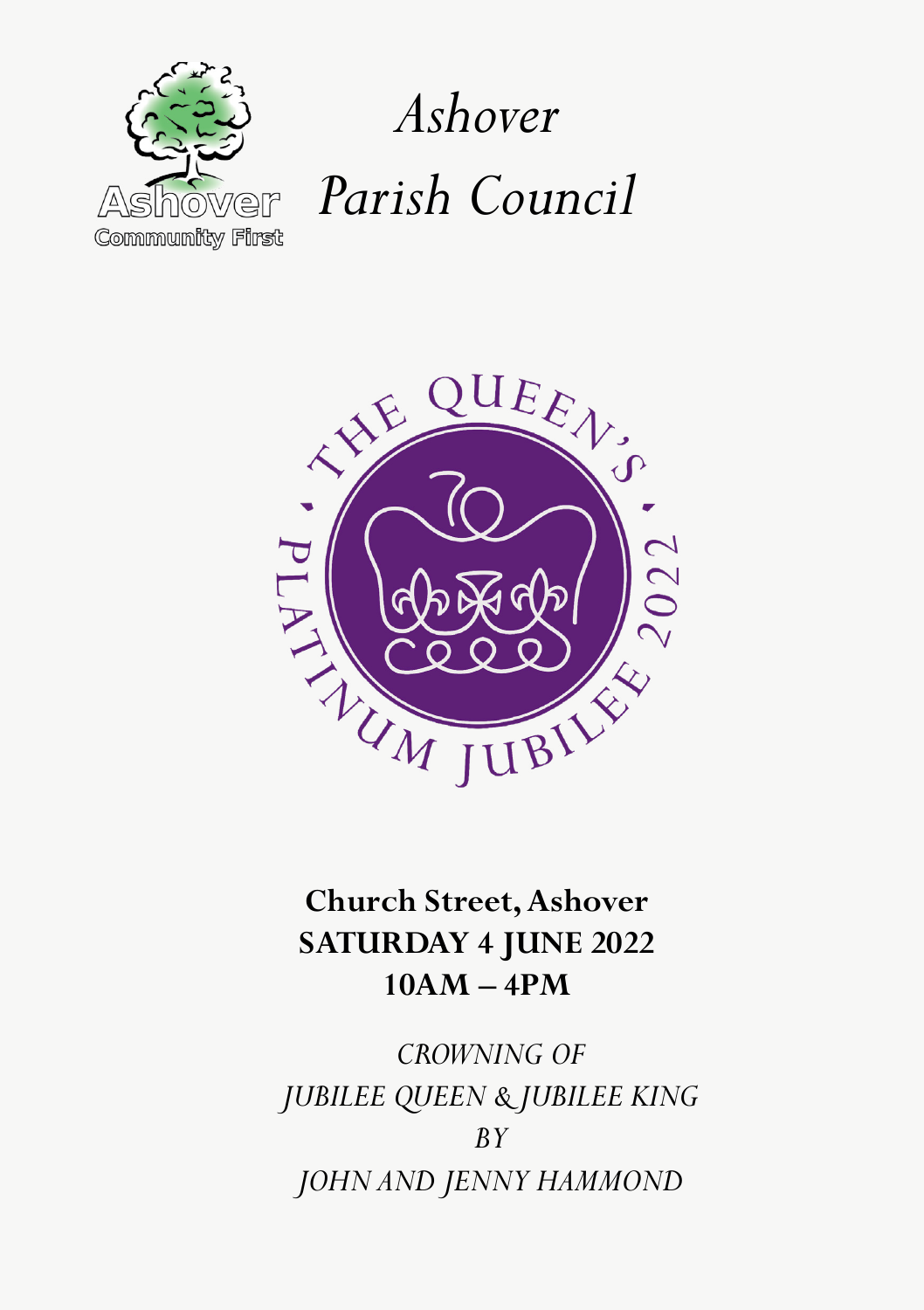Ashover Community First

# *Ashover Parish Council*

THE QUEEN'S PLATINUM JUBILEE 2022

**Church Street, Ashover**
**SATURDAY 4 JUNE 2022**
**10AM – 4PM**

*CROWNING OF*
*JUBILEE QUEEN & JUBILEE KING*
*BY*
*JOHN AND JENNY HAMMOND*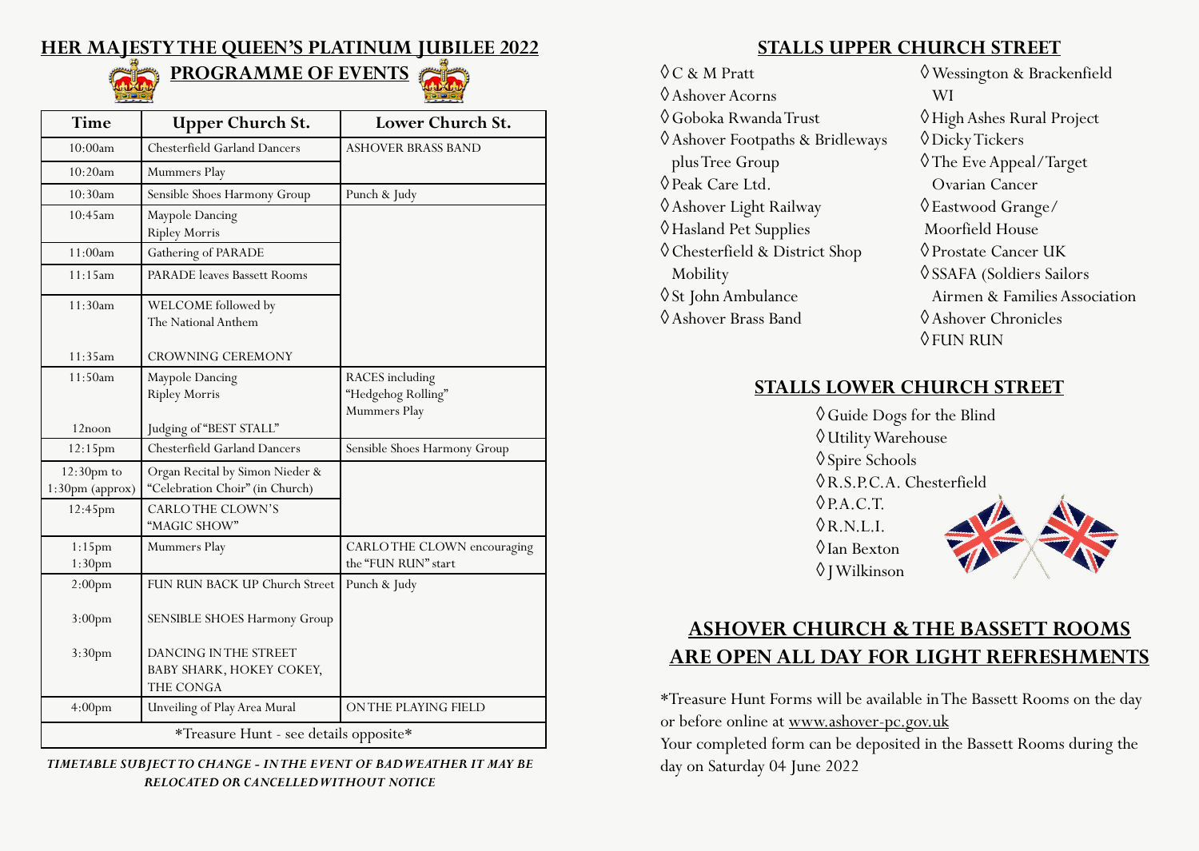## HER MAJESTY THE QUEEN'S PLATINUM JUBILEE 2022

### PROGRAMME OF EVENTS

| Time | Upper Church St. | Lower Church St. |
|---|---|---|
| 10:00am | Chesterfield Garland Dancers | ASHOVER BRASS BAND |
| 10:20am | Mummers Play | |
| 10:30am | Sensible Shoes Harmony Group | Punch & Judy |
| 10:45am | Maypole Dancing Ripley Morris | |
| 11:00am | Gathering of PARADE | |
| 11:15am | PARADE leaves Bassett Rooms | |
| 11:30am | WELCOME followed by The National Anthem | |
| 11:35am | CROWNING CEREMONY | |
| 11:50am | Maypole Dancing Ripley Morris | RACES including "Hedgehog Rolling" Mummers Play |
| 12noon | Judging of "BEST STALL" | |
| 12:15pm | Chesterfield Garland Dancers | Sensible Shoes Harmony Group |
| 12:30pm to 1:30pm (approx) | Organ Recital by Simon Nieder & "Celebration Choir" (in Church) | |
| 12:45pm | CARLO THE CLOWN'S "MAGIC SHOW" | |
| 1:15pm 1:30pm | Mummers Play | CARLO THE CLOWN encouraging the "FUN RUN" start |
| 2:00pm | FUN RUN BACK UP Church Street | Punch & Judy |
| 3:00pm | SENSIBLE SHOES Harmony Group | |
| 3:30pm | DANCING IN THE STREET BABY SHARK, HOKEY COKEY, THE CONGA | |
| 4:00pm | Unveiling of Play Area Mural | ON THE PLAYING FIELD |
| *Treasure Hunt - see details opposite* | | |

***TIMETABLE SUBJECT TO CHANGE - IN THE EVENT OF BAD WEATHER IT MAY BE RELOCATED OR CANCELLED WITHOUT NOTICE***

## STALLS UPPER CHURCH STREET

- ◊ C & M Pratt
- ◊ Ashover Acorns
- ◊ Goboka Rwanda Trust
- ◊ Ashover Footpaths & Bridleways plus Tree Group
- ◊ Peak Care Ltd.
- ◊ Ashover Light Railway
- ◊ Hasland Pet Supplies
- ◊ Chesterfield & District Shop Mobility
- ◊ St John Ambulance
- ◊ Ashover Brass Band
- ◊ Wessington & Brackenfield WI
- ◊ High Ashes Rural Project
- ◊ Dicky Tickers
- ◊ The Eve Appeal/Target Ovarian Cancer
- ◊ Eastwood Grange/ Moorfield House
- ◊ Prostate Cancer UK
- ◊ SSAFA (Soldiers Sailors Airmen & Families Association
- ◊ Ashover Chronicles
- ◊ FUN RUN

## STALLS LOWER CHURCH STREET

- ◊ Guide Dogs for the Blind
- ◊ Utility Warehouse
- ◊ Spire Schools
- ◊ R.S.P.C.A. Chesterfield
- ◊ P.A.C.T.
- ◊ R.N.L.I.
- ◊ Ian Bexton
- ◊ J Wilkinson

## ASHOVER CHURCH & THE BASSETT ROOMS ARE OPEN ALL DAY FOR LIGHT REFRESHMENTS

*Treasure Hunt Forms will be available in The Bassett Rooms on the day or before online at www.ashover-pc.gov.uk

Your completed form can be deposited in the Bassett Rooms during the day on Saturday 04 June 2022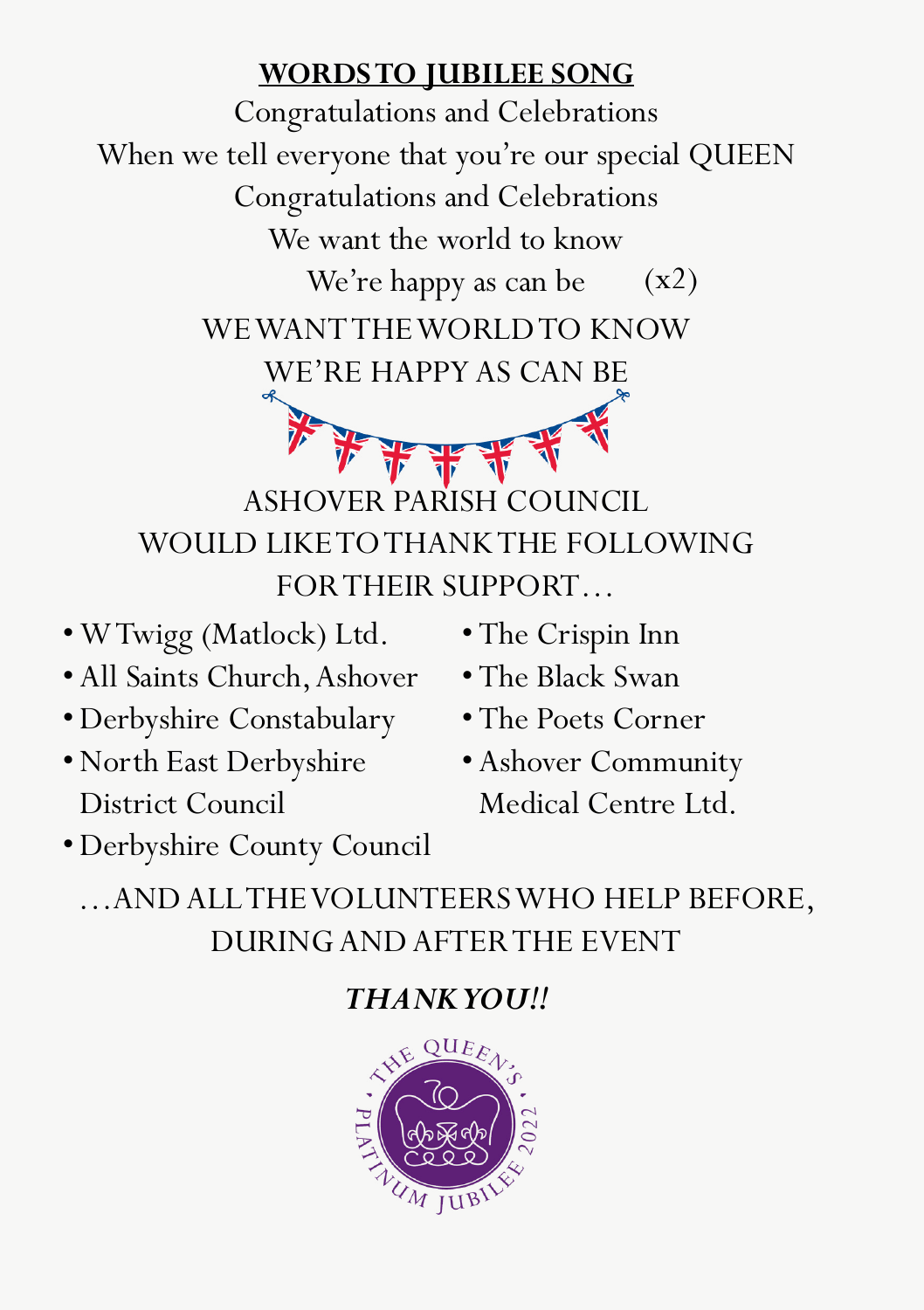## WORDS TO JUBILEE SONG

Congratulations and Celebrations
When we tell everyone that you're our special QUEEN
Congratulations and Celebrations
We want the world to know
We're happy as can be (x2)
WE WANT THE WORLD TO KNOW
WE'RE HAPPY AS CAN BE

ASHOVER PARISH COUNCIL
WOULD LIKE TO THANK THE FOLLOWING
FOR THEIR SUPPORT…

- W Twigg (Matlock) Ltd.
- All Saints Church, Ashover
- Derbyshire Constabulary
- North East Derbyshire District Council
- Derbyshire County Council
- The Crispin Inn
- The Black Swan
- The Poets Corner
- Ashover Community Medical Centre Ltd.

…AND ALL THE VOLUNTEERS WHO HELP BEFORE, DURING AND AFTER THE EVENT

***THANK YOU!!***

THE QUEEN'S PLATINUM JUBILEE 2022